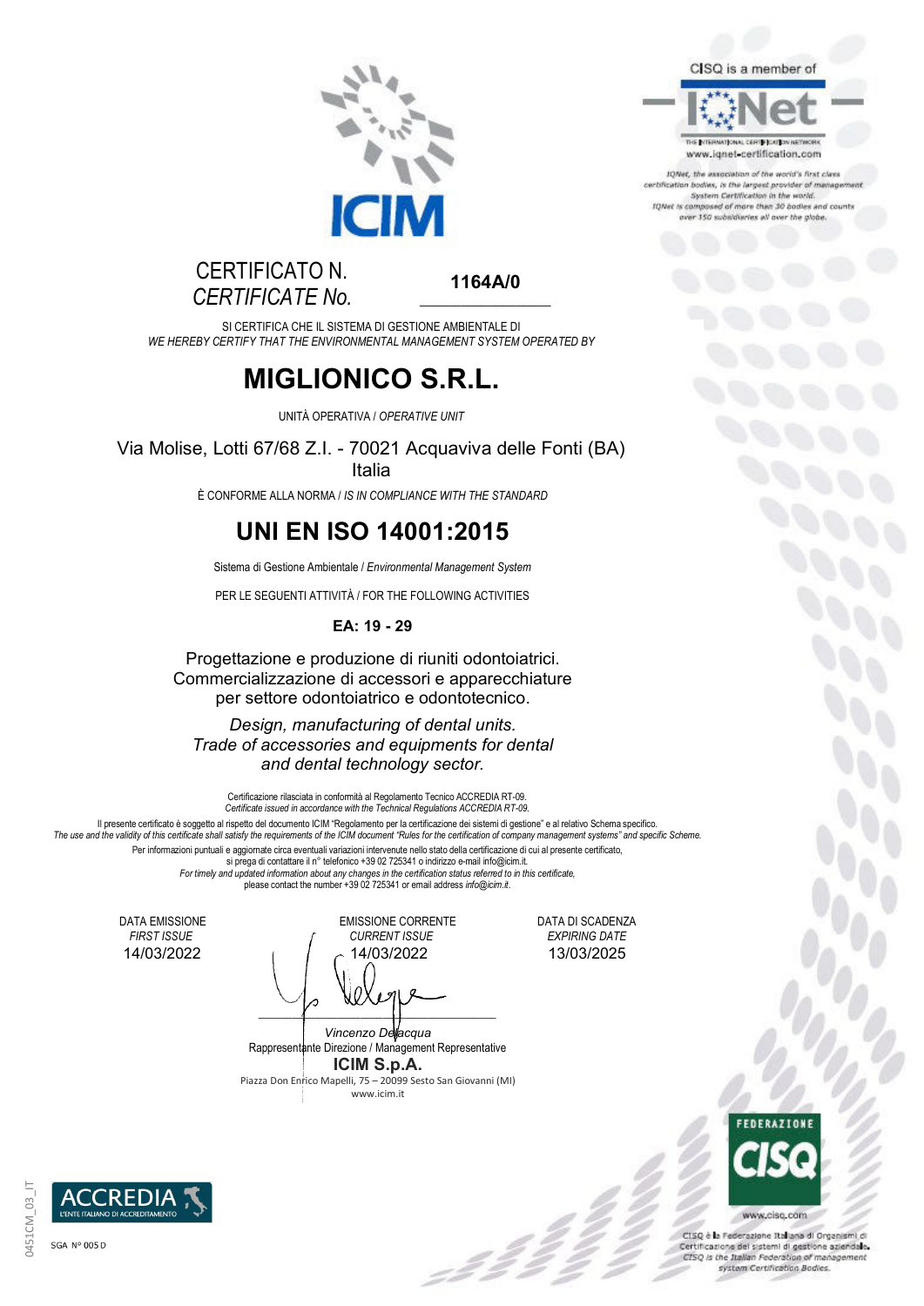CISQ is a member of

IQNet

THE INTERNATIONAL CERTIFICATION NETWORK

www.iqnet-certification.com

*IQNet, the association of the world's first class certification bodies, is the largest provider of management System Certification in the world. IQNet is composed of more than 30 bodies and counts over 150 subsidiaries all over the globe.*

ICIM

CERTIFICATO N.
*CERTIFICATE No.* **1164A/0**

SI CERTIFICA CHE IL SISTEMA DI GESTIONE AMBIENTALE DI
*WE HEREBY CERTIFY THAT THE ENVIRONMENTAL MANAGEMENT SYSTEM OPERATED BY*

# MIGLIONICO S.R.L.

UNITÀ OPERATIVA / *OPERATIVE UNIT*

Via Molise, Lotti 67/68 Z.I. - 70021 Acquaviva delle Fonti (BA)
Italia

È CONFORME ALLA NORMA / *IS IN COMPLIANCE WITH THE STANDARD*

# UNI EN ISO 14001:2015

Sistema di Gestione Ambientale / *Environmental Management System*

PER LE SEGUENTI ATTIVITÀ / FOR THE FOLLOWING ACTIVITIES

**EA: 19 - 29**

Progettazione e produzione di riuniti odontoiatrici.
Commercializzazione di accessori e apparecchiature per settore odontoiatrico e odontotecnico.

*Design, manufacturing of dental units.*
*Trade of accessories and equipments for dental and dental technology sector.*

Certificazione rilasciata in conformità al Regolamento Tecnico ACCREDIA RT-09.
*Certificate issued in accordance with the Technical Regulations ACCREDIA RT-09.*

Il presente certificato è soggetto al rispetto del documento ICIM "Regolamento per la certificazione dei sistemi di gestione" e al relativo Schema specifico.
*The use and the validity of this certificate shall satisfy the requirements of the ICIM document "Rules for the certification of company management systems" and specific Scheme.*

Per informazioni puntuali e aggiornate circa eventuali variazioni intervenute nello stato della certificazione di cui al presente certificato, si prega di contattare il n° telefonico +39 02 725341 o indirizzo e-mail info@icim.it.
*For timely and updated information about any changes in the certification status referred to in this certificate,* please contact the number +39 02 725341 or email address *info@icim.it.*

| DATA EMISSIONE *FIRST ISSUE* | EMISSIONE CORRENTE *CURRENT ISSUE* | DATA DI SCADENZA *EXPIRING DATE* |
|---|---|---|
| 14/03/2022 | 14/03/2022 | 13/03/2025 |

*Vincenzo Delacqua*
Rappresentante Direzione / Management Representative

**ICIM S.p.A.**
Piazza Don Enrico Mapelli, 75 – 20099 Sesto San Giovanni (MI)
www.icim.it

FEDERAZIONE CISQ

www.cisq.com

*CISQ è la Federazione Italiana di Organismi di Certificazione dei sistemi di gestione aziendale. CISQ is the Italian Federation of management system Certification Bodies.*

ACCREDIA L'ENTE ITALIANO DI ACCREDITAMENTO

SGA N° 005 D

0451CM_03_IT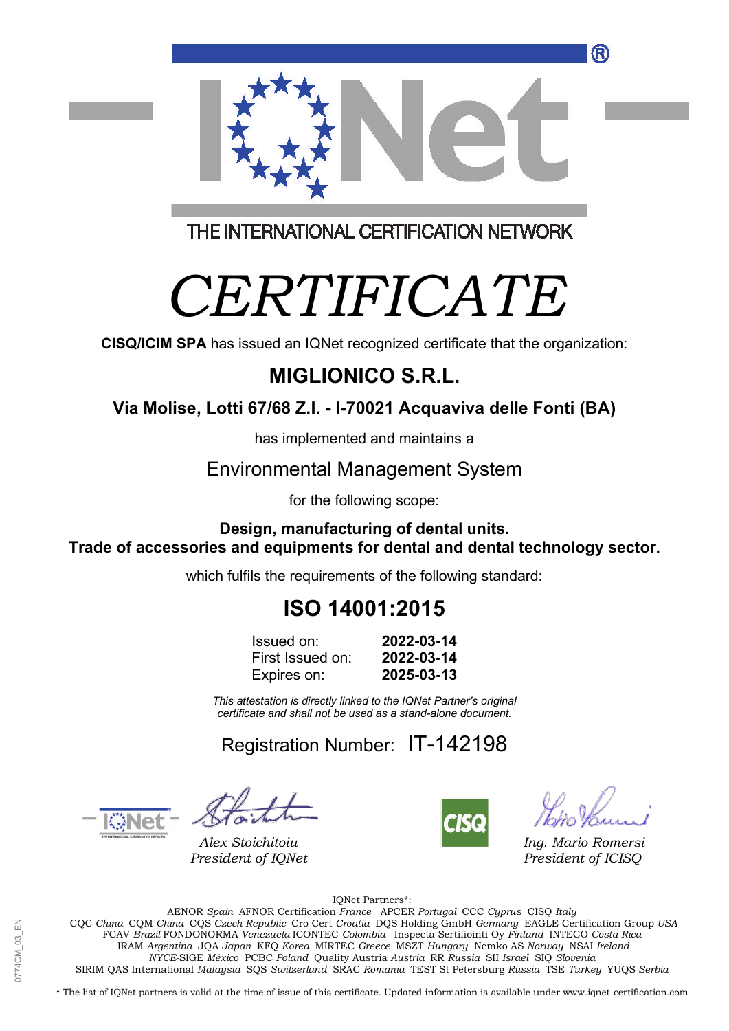THE INTERNATIONAL CERTIFICATION NETWORK

# CERTIFICATE

**CISQ/ICIM SPA** has issued an IQNet recognized certificate that the organization:

## MIGLIONICO S.R.L.

**Via Molise, Lotti 67/68 Z.I. - I-70021 Acquaviva delle Fonti (BA)**

has implemented and maintains a

Environmental Management System

for the following scope:

**Design, manufacturing of dental units.**
**Trade of accessories and equipments for dental and dental technology sector.**

which fulfils the requirements of the following standard:

## ISO 14001:2015

| | |
|---|---|
| Issued on: | **2022-03-14** |
| First Issued on: | **2022-03-14** |
| Expires on: | **2025-03-13** |

*This attestation is directly linked to the IQNet Partner's original certificate and shall not be used as a stand-alone document.*

Registration Number: IT-142198

*Alex Stoichitoiu*
*President of IQNet*

*Ing. Mario Romersi*
*President of ICISQ*

IQNet Partners*:

AENOR *Spain* AFNOR Certification *France* APCER *Portugal* CCC *Cyprus* CISQ *Italy*
CQC *China* CQM *China* CQS *Czech Republic* Cro Cert *Croatia* DQS Holding GmbH *Germany* EAGLE Certification Group *USA*
FCAV *Brazil* FONDONORMA *Venezuela* ICONTEC *Colombia* Inspecta Sertifiointi Oy *Finland* INTECO *Costa Rica*
IRAM *Argentina* JQA *Japan* KFQ *Korea* MIRTEC *Greece* MSZT *Hungary* Nemko AS *Norway* NSAI *Ireland*
*NYCE*-SIGE *México* PCBC *Poland* Quality Austria *Austria* RR *Russia* SII *Israel* SIQ *Slovenia*
SIRIM QAS International *Malaysia* SQS *Switzerland* SRAC *Romania* TEST St Petersburg *Russia* TSE *Turkey* YUQS *Serbia*

\* The list of IQNet partners is valid at the time of issue of this certificate. Updated information is available under www.iqnet-certification.com

0774CM_03_EN